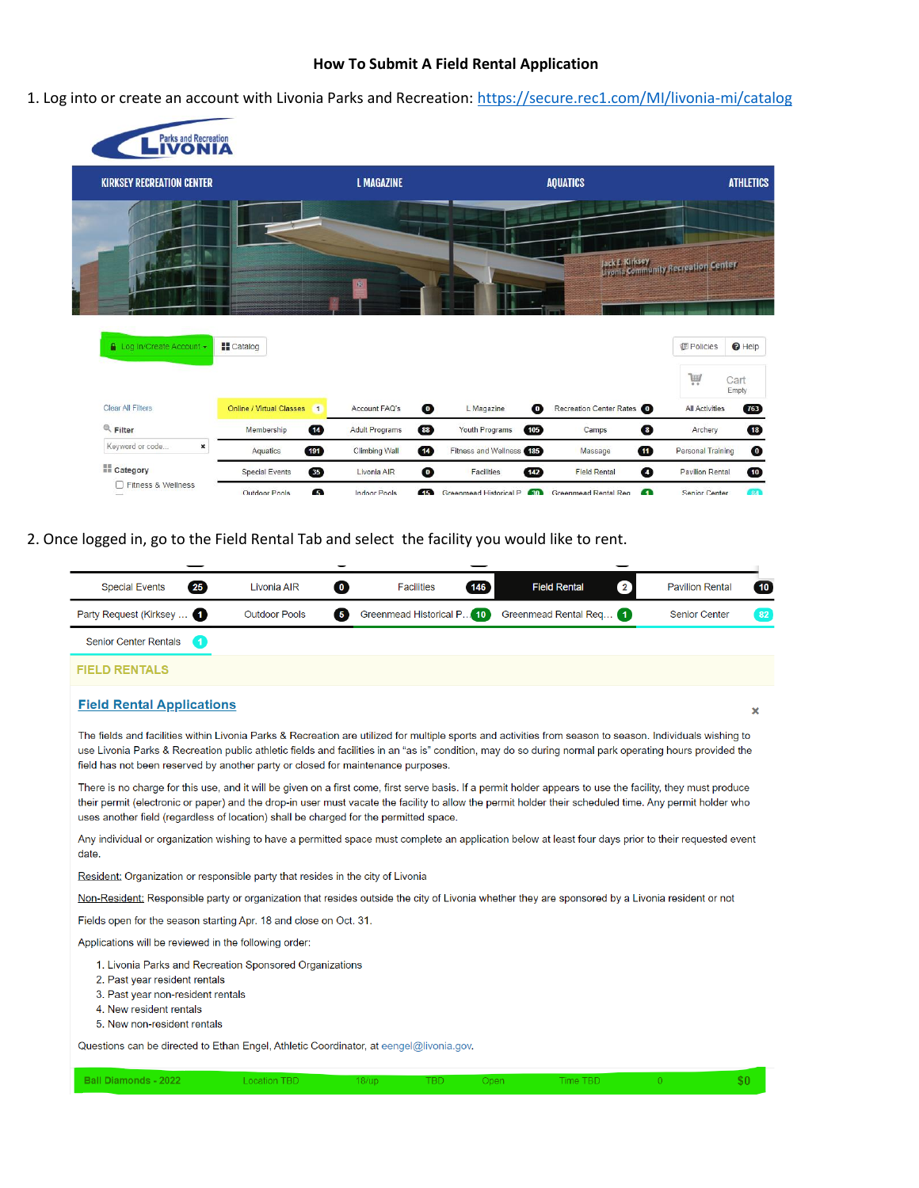**How To Submit A Field Rental Application**

1. Log into or create an account with Livonia Parks and Recreation: https://secure.rec1.com/MI/livonia-mi/catalog

Parks and Recreation LIVONIA

KIRKSEY RECREATION CENTER L MAGAZINE AQUATICS ATHLETICS

Log In/Create Account Catalog Policies Help

Cart Empty

Clear All Filters

Filter

Keyword or code...

Category

Fitness & Wellness

| | | | | |
|---|---|---|---|---|
| Online / Virtual Classes 1 | Account FAQ's 0 | L Magazine 0 | Recreation Center Rates 0 | All Activities 763 |
| Membership 14 | Adult Programs 88 | Youth Programs 105 | Camps 8 | Archery 18 |
| Aquatics 191 | Climbing Wall 14 | Fitness and Wellness 185 | Massage 11 | Personal Training 0 |
| Special Events 35 | Livonia AIR 0 | Facilities 142 | Field Rental 4 | Pavilion Rental 10 |
| Outdoor Pools 5 | Indoor Pools 15 | Greenmead Historical P... 10 | Greenmead Rental Req... 1 | Senior Center 84 |

2. Once logged in, go to the Field Rental Tab and select the facility you would like to rent.

| | | | | |
|---|---|---|---|---|
| Special Events 25 | Livonia AIR 0 | Facilities 146 | Field Rental 2 | Pavilion Rental 10 |
| Party Request (Kirksey ... 1 | Outdoor Pools 5 | Greenmead Historical P... 10 | Greenmead Rental Req... 1 | Senior Center 82 |
| Senior Center Rentals 1 | | | | |

FIELD RENTALS

**Field Rental Applications**

The fields and facilities within Livonia Parks & Recreation are utilized for multiple sports and activities from season to season. Individuals wishing to use Livonia Parks & Recreation public athletic fields and facilities in an "as is" condition, may do so during normal park operating hours provided the field has not been reserved by another party or closed for maintenance purposes.

There is no charge for this use, and it will be given on a first come, first serve basis. If a permit holder appears to use the facility, they must produce their permit (electronic or paper) and the drop-in user must vacate the facility to allow the permit holder their scheduled time. Any permit holder who uses another field (regardless of location) shall be charged for the permitted space.

Any individual or organization wishing to have a permitted space must complete an application below at least four days prior to their requested event date.

Resident: Organization or responsible party that resides in the city of Livonia

Non-Resident: Responsible party or organization that resides outside the city of Livonia whether they are sponsored by a Livonia resident or not

Fields open for the season starting Apr. 18 and close on Oct. 31.

Applications will be reviewed in the following order:

1. Livonia Parks and Recreation Sponsored Organizations
2. Past year resident rentals
3. Past year non-resident rentals
4. New resident rentals
5. New non-resident rentals

Questions can be directed to Ethan Engel, Athletic Coordinator, at eengel@livonia.gov.

| | | | | | | | |
|---|---|---|---|---|---|---|---|
| Ball Diamonds - 2022 | Location TBD | 18/up | TBD | Open | Time TBD | 0 | $0 |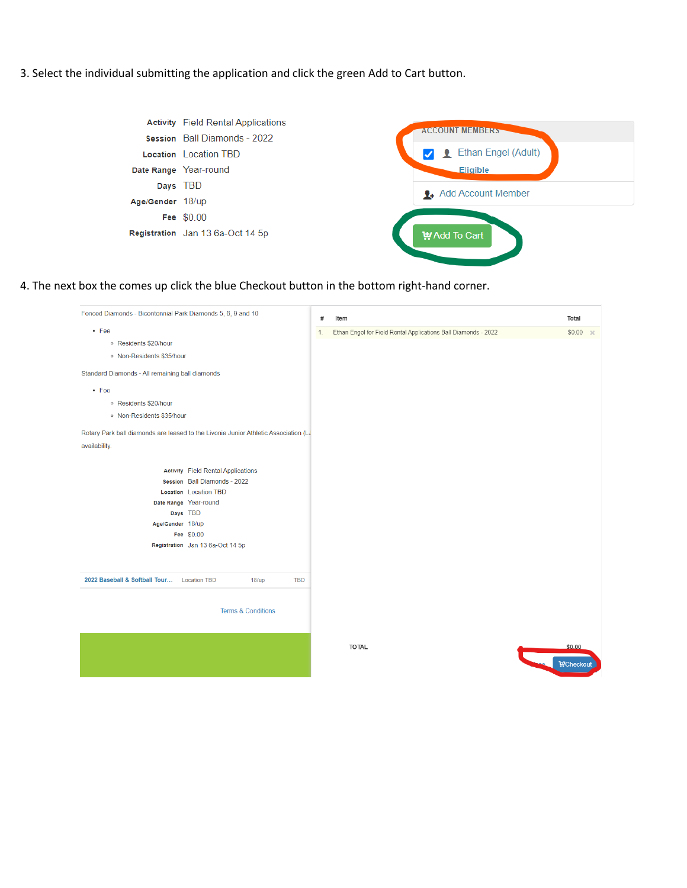3. Select the individual submitting the application and click the green Add to Cart button.

| | |
|---|---|
| Activity | Field Rental Applications |
| Session | Ball Diamonds - 2022 |
| Location | Location TBD |
| Date Range | Year-round |
| Days | TBD |
| Age/Gender | 18/up |
| Fee | $0.00 |
| Registration | Jan 13 6a-Oct 14 5p |

ACCOUNT MEMBERS

Ethan Engel (Adult)

Eligible

Add Account Member

Add To Cart

4. The next box the comes up click the blue Checkout button in the bottom right-hand corner.

Fenced Diamonds - Bicentennial Park Diamonds 5, 6, 9 and 10

- Fee
  - Residents $20/hour
  - Non-Residents $35/hour

Standard Diamonds - All remaining ball diamonds

- Fee
  - Residents $20/hour
  - Non-Residents $35/hour

Rotary Park ball diamonds are leased to the Livonia Junior Athletic Association (L... availability.

| | |
|---|---|
| Activity | Field Rental Applications |
| Session | Ball Diamonds - 2022 |
| Location | Location TBD |
| Date Range | Year-round |
| Days | TBD |
| Age/Gender | 18/up |
| Fee | $0.00 |
| Registration | Jan 13 6a-Oct 14 5p |

| | | | |
|---|---|---|---|
| 2022 Baseball & Softball Tour... | Location TBD | 18/up | TBD |

Terms & Conditions

| # | Item | Total |
|---|---|---|
| 1. | Ethan Engel for Field Rental Applications Ball Diamonds - 2022 | $0.00 |

TOTAL $0.00

Checkout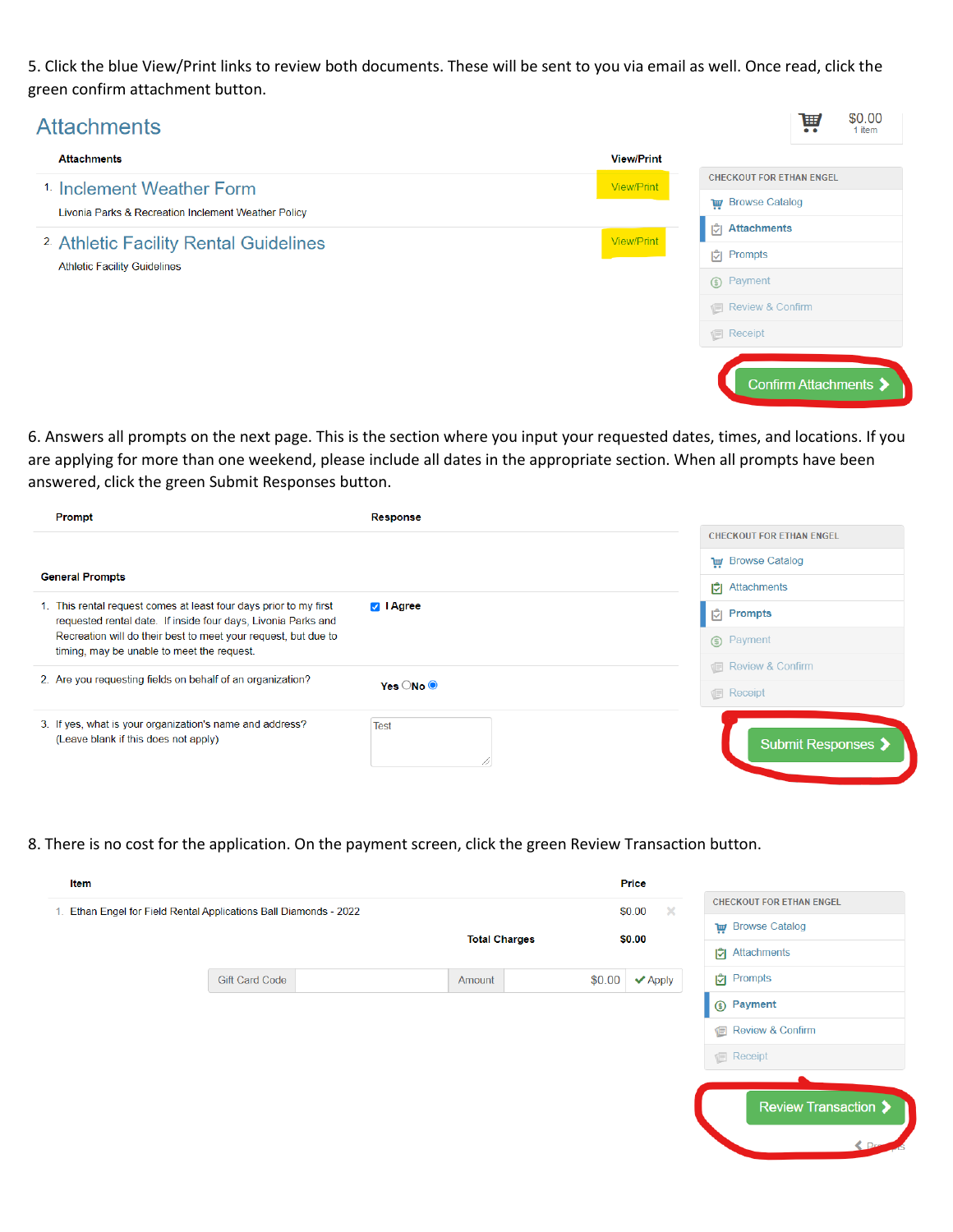5. Click the blue View/Print links to review both documents. These will be sent to you via email as well. Once read, click the green confirm attachment button.

## Attachments

$0.00
1 item

| Attachments | View/Print |
| --- | --- |
| 1. Inclement Weather Form<br>Livonia Parks & Recreation Inclement Weather Policy | View/Print |
| 2. Athletic Facility Rental Guidelines<br>Athletic Facility Guidelines | View/Print |

CHECKOUT FOR ETHAN ENGEL

- Browse Catalog
- **Attachments**
- Prompts
- Payment
- Review & Confirm
- Receipt

Confirm Attachments

6. Answers all prompts on the next page. This is the section where you input your requested dates, times, and locations. If you are applying for more than one weekend, please include all dates in the appropriate section. When all prompts have been answered, click the green Submit Responses button.

| Prompt | Response |
| --- | --- |
| **General Prompts** | |
| 1. This rental request comes at least four days prior to my first requested rental date. If inside four days, Livonia Parks and Recreation will do their best to meet your request, but due to timing, may be unable to meet the request. | ☑ I Agree |
| 2. Are you requesting fields on behalf of an organization? | Yes ○ No ◉ |
| 3. If yes, what is your organization's name and address? (Leave blank if this does not apply) | Test |

CHECKOUT FOR ETHAN ENGEL

- Browse Catalog
- Attachments
- **Prompts**
- Payment
- Review & Confirm
- Receipt

Submit Responses

8. There is no cost for the application. On the payment screen, click the green Review Transaction button.

| Item | Price |
| --- | --- |
| 1. Ethan Engel for Field Rental Applications Ball Diamonds - 2022 | $0.00 |
| Total Charges | $0.00 |

Gift Card Code | Amount $0.00 | Apply

CHECKOUT FOR ETHAN ENGEL

- Browse Catalog
- Attachments
- Prompts
- **Payment**
- Review & Confirm
- Receipt

Review Transaction

Prompts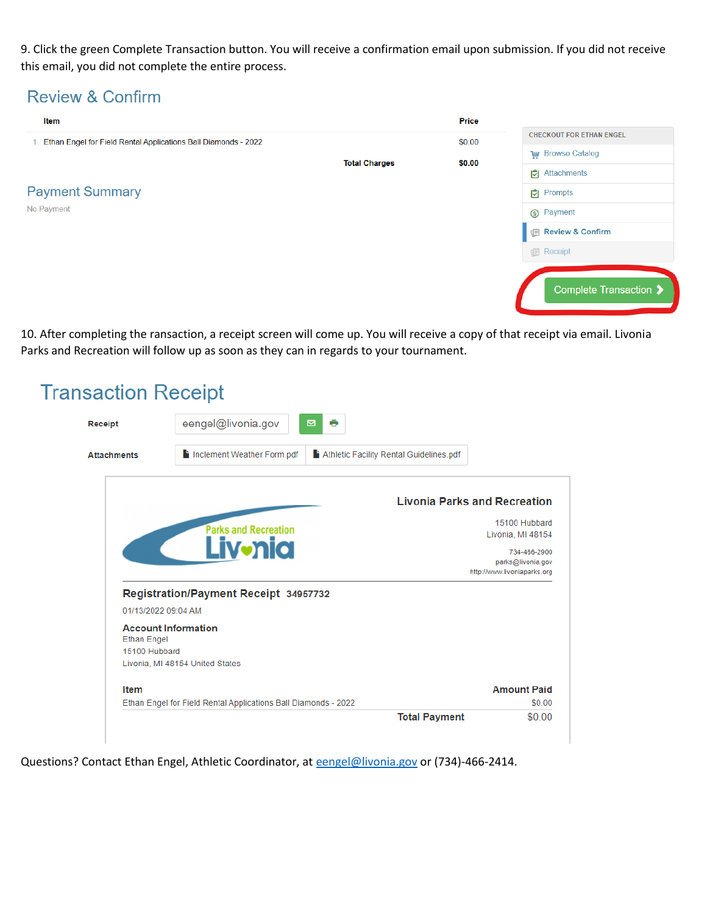9. Click the green Complete Transaction button. You will receive a confirmation email upon submission. If you did not receive this email, you did not complete the entire process.

## Review & Confirm

| Item | Price |
|---|---|
| 1. Ethan Engel for Field Rental Applications Ball Diamonds - 2022 | $0.00 |
| Total Charges | $0.00 |

### Payment Summary

No Payment

CHECKOUT FOR ETHAN ENGEL

- Browse Catalog
- Attachments
- Prompts
- Payment
- **Review & Confirm**
- Receipt

Complete Transaction

10. After completing the ransaction, a receipt screen will come up. You will receive a copy of that receipt via email. Livonia Parks and Recreation will follow up as soon as they can in regards to your tournament.

## Transaction Receipt

**Receipt** eengel@livonia.gov

**Attachments** Inclement Weather Form.pdf | Athletic Facility Rental Guidelines.pdf

Parks and Recreation Livonia

**Livonia Parks and Recreation**

15100 Hubbard
Livonia, MI 48154

734-466-2900
parks@livonia.gov
http://www.livoniaparks.org

**Registration/Payment Receipt** 34957732

01/13/2022 09:04 AM

**Account Information**
Ethan Engel
15100 Hubbard
Livonia, MI 48154 United States

| Item | Amount Paid |
|---|---|
| Ethan Engel for Field Rental Applications Ball Diamonds - 2022 | $0.00 |
| **Total Payment** | $0.00 |

Questions? Contact Ethan Engel, Athletic Coordinator, at eengel@livonia.gov or (734)-466-2414.